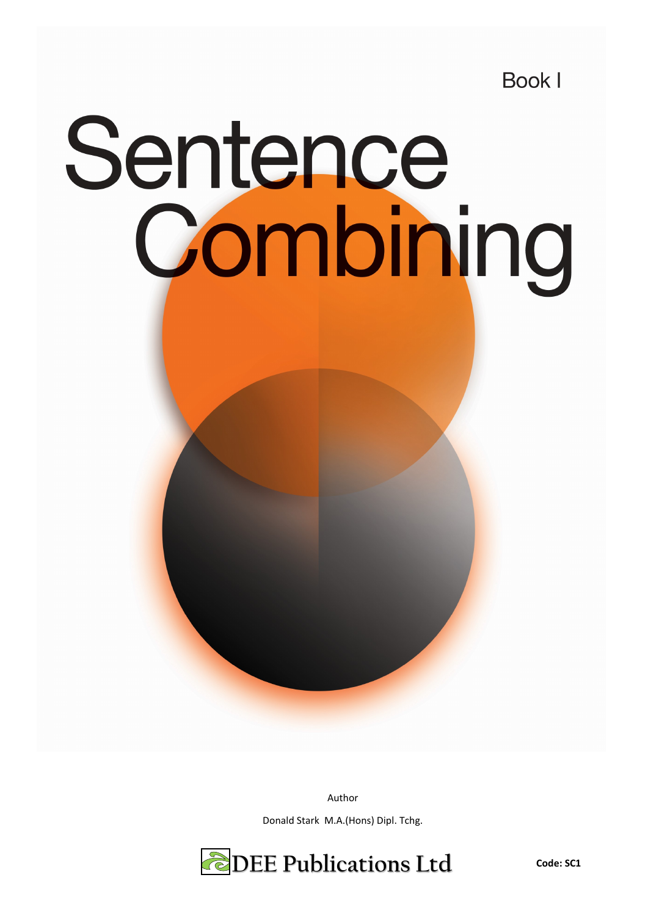Book I

# Sentence Combining

Author

Donald Stark M.A.(Hons) Dipl. Tchg.

DEE Publications Ltd

**Code: SC1**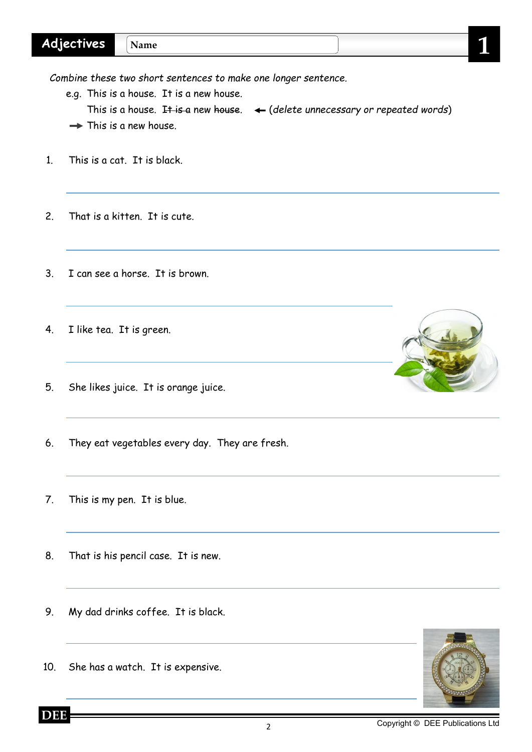# Adjectives

Name

1

*Combine these two short sentences to make one longer sentence.*

e.g. This is a house. It is a new house.

This is a house. ~~It is a~~ new ~~house~~. ← (*delete unnecessary or repeated words*)

→ This is a new house.

1. This is a cat. It is black.

___

2. That is a kitten. It is cute.

___

3. I can see a horse. It is brown.

___

4. I like tea. It is green.

___

5. She likes juice. It is orange juice.

___

6. They eat vegetables every day. They are fresh.

___

7. This is my pen. It is blue.

___

8. That is his pencil case. It is new.

___

9. My dad drinks coffee. It is black.

___

10. She has a watch. It is expensive.

___

DEE

Copyright © DEE Publications Ltd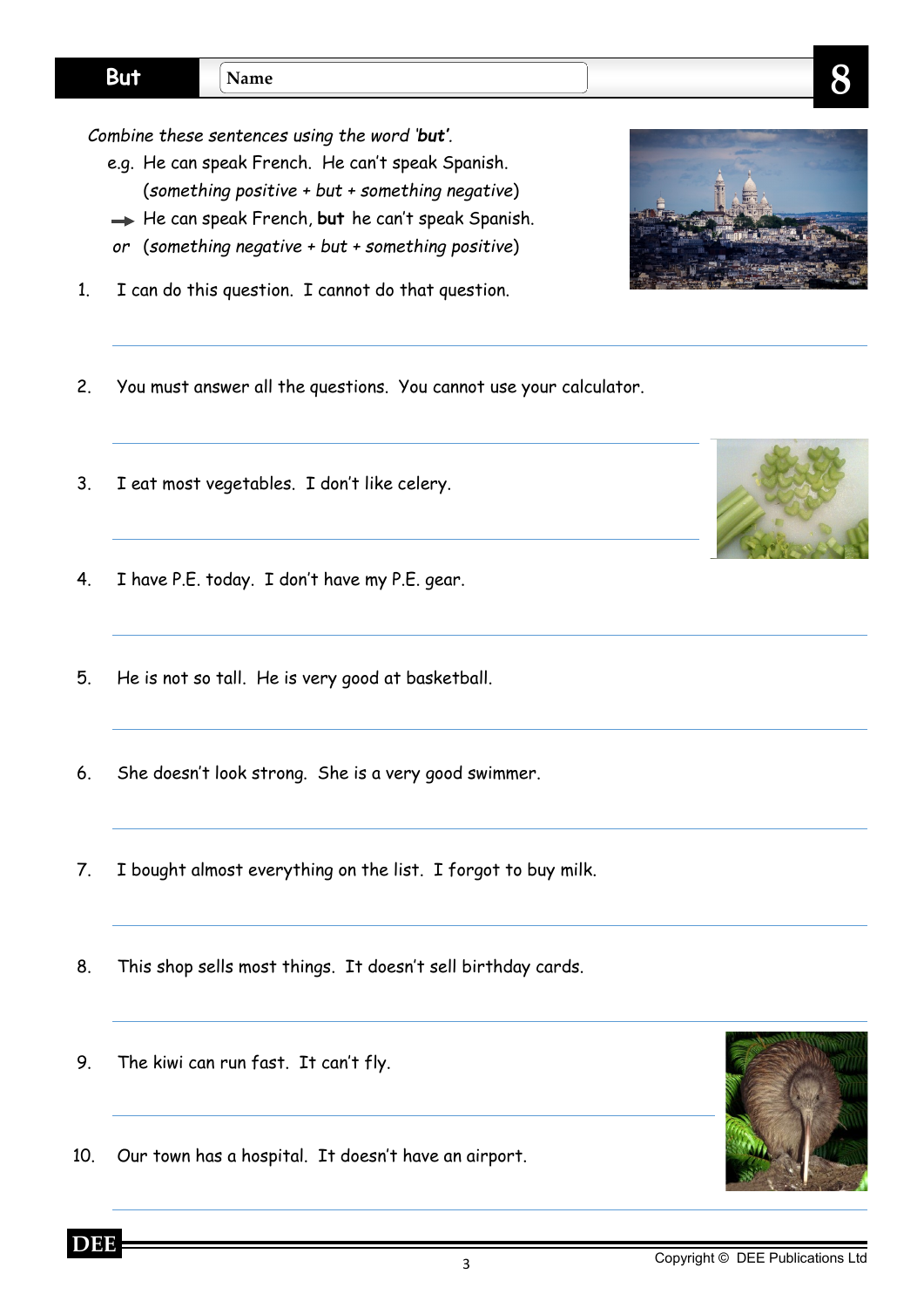# But

Name

8

*Combine these sentences using the word '**but**'.*

e.g. He can speak French. He can't speak Spanish.

(*something positive + but + something negative*)

→ He can speak French, **but** he can't speak Spanish.

*or* (*something negative + but + something positive*)

1. I can do this question. I cannot do that question.

2. You must answer all the questions. You cannot use your calculator.

3. I eat most vegetables. I don't like celery.

4. I have P.E. today. I don't have my P.E. gear.

5. He is not so tall. He is very good at basketball.

6. She doesn't look strong. She is a very good swimmer.

7. I bought almost everything on the list. I forgot to buy milk.

8. This shop sells most things. It doesn't sell birthday cards.

9. The kiwi can run fast. It can't fly.

10. Our town has a hospital. It doesn't have an airport.

DEE

Copyright © DEE Publications Ltd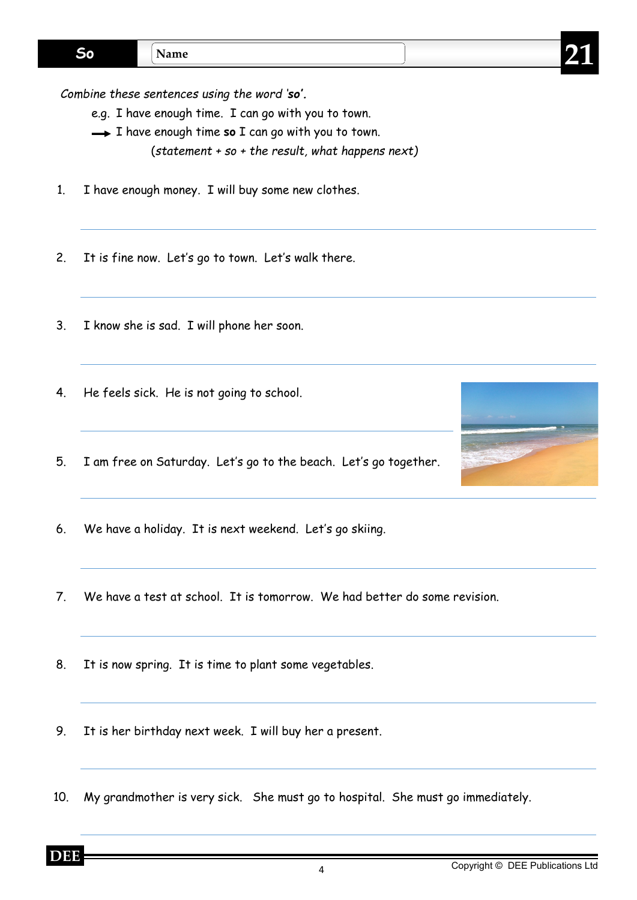# So

**Name**

**21**

*Combine these sentences using the word 'so'.*

e.g. I have enough time. I can go with you to town.

→ I have enough time **so** I can go with you to town.

(*statement + so + the result, what happens next*)

1. I have enough money. I will buy some new clothes.

2. It is fine now. Let's go to town. Let's walk there.

3. I know she is sad. I will phone her soon.

4. He feels sick. He is not going to school.

5. I am free on Saturday. Let's go to the beach. Let's go together.

6. We have a holiday. It is next weekend. Let's go skiing.

7. We have a test at school. It is tomorrow. We had better do some revision.

8. It is now spring. It is time to plant some vegetables.

9. It is her birthday next week. I will buy her a present.

10. My grandmother is very sick. She must go to hospital. She must go immediately.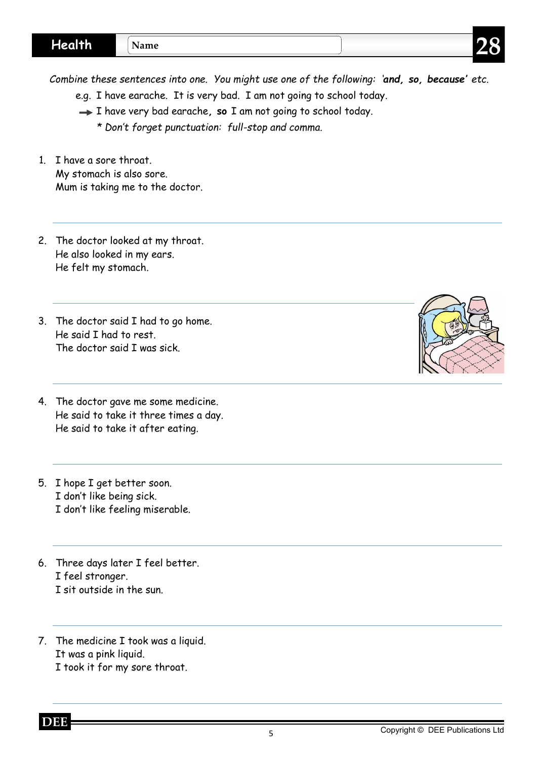**Health** | Name | **28**

*Combine these sentences into one. You might use one of the following: '**and, so, because**' etc.*

e.g. I have earache. It is very bad. I am not going to school today.

→ I have very bad earache**, so** I am not going to school today.

*\* Don't forget punctuation: full-stop and comma.*

1. I have a sore throat.
   My stomach is also sore.
   Mum is taking me to the doctor.

2. The doctor looked at my throat.
   He also looked in my ears.
   He felt my stomach.

3. The doctor said I had to go home.
   He said I had to rest.
   The doctor said I was sick.

4. The doctor gave me some medicine.
   He said to take it three times a day.
   He said to take it after eating.

5. I hope I get better soon.
   I don't like being sick.
   I don't like feeling miserable.

6. Three days later I feel better.
   I feel stronger.
   I sit outside in the sun.

7. The medicine I took was a liquid.
   It was a pink liquid.
   I took it for my sore throat.

Copyright © DEE Publications Ltd